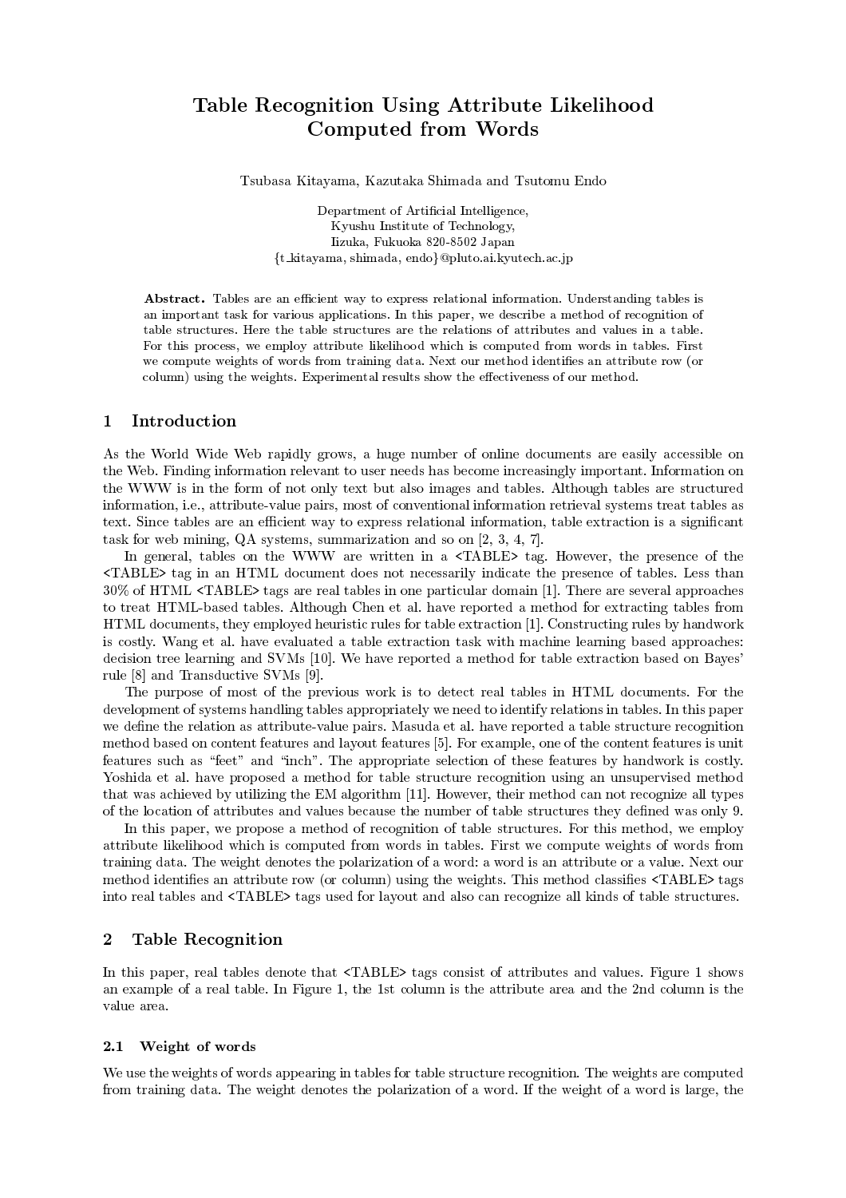# Table Recognition Using Attribute Likelihood Computed from Words

Tsubasa Kitayama, Kazutaka Shimada and Tsutomu Endo

Department of Artificial Intelligence,
Kyushu Institute of Technology,
Iizuka, Fukuoka 820-8502 Japan
{t_kitayama, shimada, endo}@pluto.ai.kyutech.ac.jp

**Abstract.** Tables are an efficient way to express relational information. Understanding tables is an important task for various applications. In this paper, we describe a method of recognition of table structures. Here the table structures are the relations of attributes and values in a table. For this process, we employ attribute likelihood which is computed from words in tables. First we compute weights of words from training data. Next our method identifies an attribute row (or column) using the weights. Experimental results show the effectiveness of our method.

## 1 Introduction

As the World Wide Web rapidly grows, a huge number of online documents are easily accessible on the Web. Finding information relevant to user needs has become increasingly important. Information on the WWW is in the form of not only text but also images and tables. Although tables are structured information, i.e., attribute-value pairs, most of conventional information retrieval systems treat tables as text. Since tables are an efficient way to express relational information, table extraction is a significant task for web mining, QA systems, summarization and so on [2, 3, 4, 7].

In general, tables on the WWW are written in a <TABLE> tag. However, the presence of the <TABLE> tag in an HTML document does not necessarily indicate the presence of tables. Less than 30% of HTML <TABLE> tags are real tables in one particular domain [1]. There are several approaches to treat HTML-based tables. Although Chen et al. have reported a method for extracting tables from HTML documents, they employed heuristic rules for table extraction [1]. Constructing rules by handwork is costly. Wang et al. have evaluated a table extraction task with machine learning based approaches: decision tree learning and SVMs [10]. We have reported a method for table extraction based on Bayes' rule [8] and Transductive SVMs [9].

The purpose of most of the previous work is to detect real tables in HTML documents. For the development of systems handling tables appropriately we need to identify relations in tables. In this paper we define the relation as attribute-value pairs. Masuda et al. have reported a table structure recognition method based on content features and layout features [5]. For example, one of the content features is unit features such as "feet" and "inch". The appropriate selection of these features by handwork is costly. Yoshida et al. have proposed a method for table structure recognition using an unsupervised method that was achieved by utilizing the EM algorithm [11]. However, their method can not recognize all types of the location of attributes and values because the number of table structures they defined was only 9.

In this paper, we propose a method of recognition of table structures. For this method, we employ attribute likelihood which is computed from words in tables. First we compute weights of words from training data. The weight denotes the polarization of a word: a word is an attribute or a value. Next our method identifies an attribute row (or column) using the weights. This method classifies <TABLE> tags into real tables and <TABLE> tags used for layout and also can recognize all kinds of table structures.

## 2 Table Recognition

In this paper, real tables denote that <TABLE> tags consist of attributes and values. Figure 1 shows an example of a real table. In Figure 1, the 1st column is the attribute area and the 2nd column is the value area.

### 2.1 Weight of words

We use the weights of words appearing in tables for table structure recognition. The weights are computed from training data. The weight denotes the polarization of a word. If the weight of a word is large, the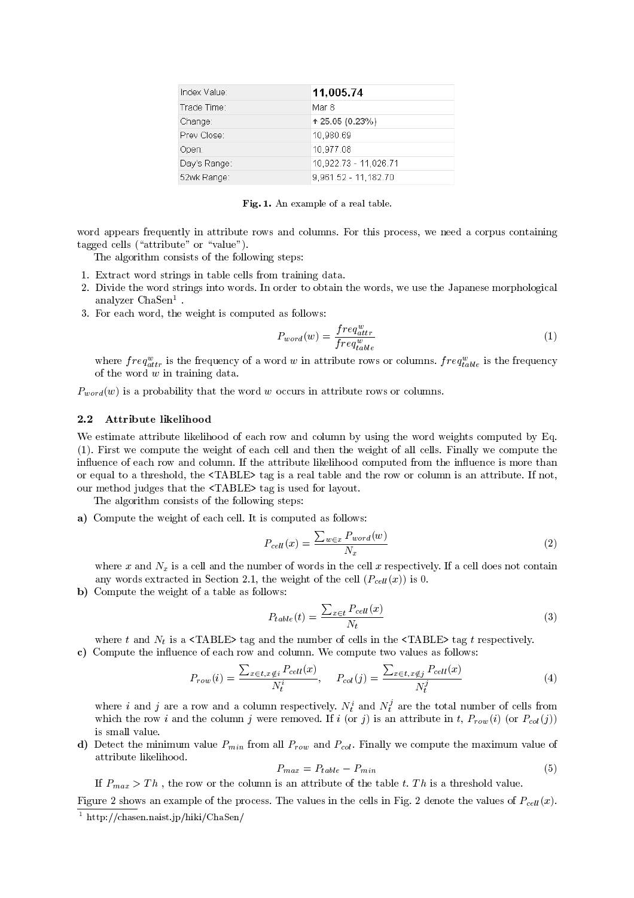| Index Value: | 11,005.74 |
|---|---|
| Trade Time: | Mar 8 |
| Change: | ↑ 25.05 (0.23%) |
| Prev Close: | 10,980.69 |
| Open: | 10,977.08 |
| Day's Range: | 10,922.73 - 11,026.71 |
| 52wk Range: | 9,961.52 - 11,182.70 |

**Fig. 1.** An example of a real table.

word appears frequently in attribute rows and columns. For this process, we need a corpus containing tagged cells ("attribute" or "value").

The algorithm consists of the following steps:

1. Extract word strings in table cells from training data.
2. Divide the word strings into words. In order to obtain the words, we use the Japanese morphological analyzer ChaSen[1] .
3. For each word, the weight is computed as follows:

$$P_{word}(w) = \frac{freq^{w}_{attr}}{freq^{w}_{table}} \quad (1)$$

where $freq^{w}_{attr}$ is the frequency of a word $w$ in attribute rows or columns. $freq^{w}_{table}$ is the frequency of the word $w$ in training data.

$P_{word}(w)$ is a probability that the word $w$ occurs in attribute rows or columns.

### 2.2 Attribute likelihood

We estimate attribute likelihood of each row and column by using the word weights computed by Eq. (1). First we compute the weight of each cell and then the weight of all cells. Finally we compute the influence of each row and column. If the attribute likelihood computed from the influence is more than or equal to a threshold, the <TABLE> tag is a real table and the row or column is an attribute. If not, our method judges that the <TABLE> tag is used for layout.

The algorithm consists of the following steps:

**a)** Compute the weight of each cell. It is computed as follows:

$$P_{cell}(x) = \frac{\sum_{w \in x} P_{word}(w)}{N_x} \quad (2)$$

where $x$ and $N_x$ is a cell and the number of words in the cell $x$ respectively. If a cell does not contain any words extracted in Section 2.1, the weight of the cell ($P_{cell}(x)$) is 0.

**b)** Compute the weight of a table as follows:

$$P_{table}(t) = \frac{\sum_{x \in t} P_{cell}(x)}{N_t} \quad (3)$$

where $t$ and $N_t$ is a <TABLE> tag and the number of cells in the <TABLE> tag $t$ respectively.

**c)** Compute the influence of each row and column. We compute two values as follows:

$$P_{row}(i) = \frac{\sum_{x \in t, x \notin i} P_{cell}(x)}{N^{i}_{t}}, \quad P_{col}(j) = \frac{\sum_{x \in t, x \notin j} P_{cell}(x)}{N^{j}_{t}} \quad (4)$$

where $i$ and $j$ are a row and a column respectively. $N^{i}_{t}$ and $N^{j}_{t}$ are the total number of cells from which the row $i$ and the column $j$ were removed. If $i$ (or $j$) is an attribute in $t$, $P_{row}(i)$ (or $P_{col}(j)$) is small value.

**d)** Detect the minimum value $P_{min}$ from all $P_{row}$ and $P_{col}$. Finally we compute the maximum value of attribute likelihood.

$$P_{max} = P_{table} - P_{min} \quad (5)$$

If $P_{max} > Th$ , the row or the column is an attribute of the table $t$. $Th$ is a threshold value.

Figure 2 shows an example of the process. The values in the cells in Fig. 2 denote the values of $P_{cell}(x)$.

[1] http://chasen.naist.jp/hiki/ChaSen/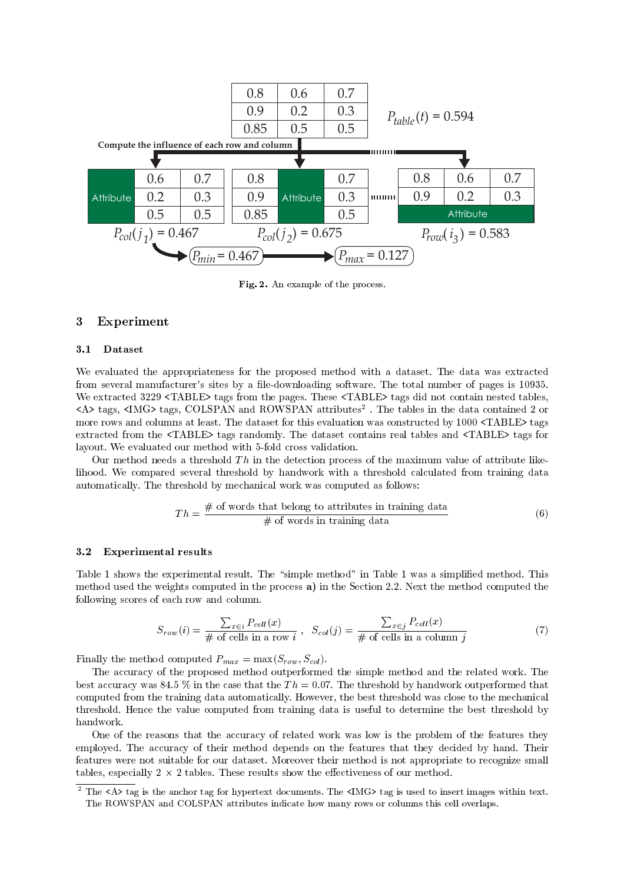**Fig. 2.** An example of the process.

## 3 Experiment

### 3.1 Dataset

We evaluated the appropriateness for the proposed method with a dataset. The data was extracted from several manufacturer's sites by a file-downloading software. The total number of pages is 10935. We extracted 3229 <TABLE> tags from the pages. These <TABLE> tags did not contain nested tables, <A> tags, <IMG> tags, COLSPAN and ROWSPAN attributes[2] . The tables in the data contained 2 or more rows and columns at least. The dataset for this evaluation was constructed by 1000 <TABLE> tags extracted from the <TABLE> tags randomly. The dataset contains real tables and <TABLE> tags for layout. We evaluated our method with 5-fold cross validation.

Our method needs a threshold $Th$ in the detection process of the maximum value of attribute likelihood. We compared several threshold by handwork with a threshold calculated from training data automatically. The threshold by mechanical work was computed as follows:

$$Th = \frac{\text{\# of words that belong to attributes in training data}}{\text{\# of words in training data}} \tag{6}$$

### 3.2 Experimental results

Table 1 shows the experimental result. The "simple method" in Table 1 was a simplified method. This method used the weights computed in the process **a)** in the Section 2.2. Next the method computed the following scores of each row and column.

$$S_{row}(i) = \frac{\sum_{x \in i} P_{cell}(x)}{\text{\# of cells in a row } i}, \quad S_{col}(j) = \frac{\sum_{x \in j} P_{cell}(x)}{\text{\# of cells in a column } j} \tag{7}$$

Finally the method computed $P_{max} = \max(S_{row}, S_{col})$.

The accuracy of the proposed method outperformed the simple method and the related work. The best accuracy was 84.5 % in the case that the $Th = 0.07$. The threshold by handwork outperformed that computed from the training data automatically. However, the best threshold was close to the mechanical threshold. Hence the value computed from training data is useful to determine the best threshold by handwork.

One of the reasons that the accuracy of related work was low is the problem of the features they employed. The accuracy of their method depends on the features that they decided by hand. Their features were not suitable for our dataset. Moreover their method is not appropriate to recognize small tables, especially 2 × 2 tables. These results show the effectiveness of our method.

[2] The <A> tag is the anchor tag for hypertext documents. The <IMG> tag is used to insert images within text. The ROWSPAN and COLSPAN attributes indicate how many rows or columns this cell overlaps.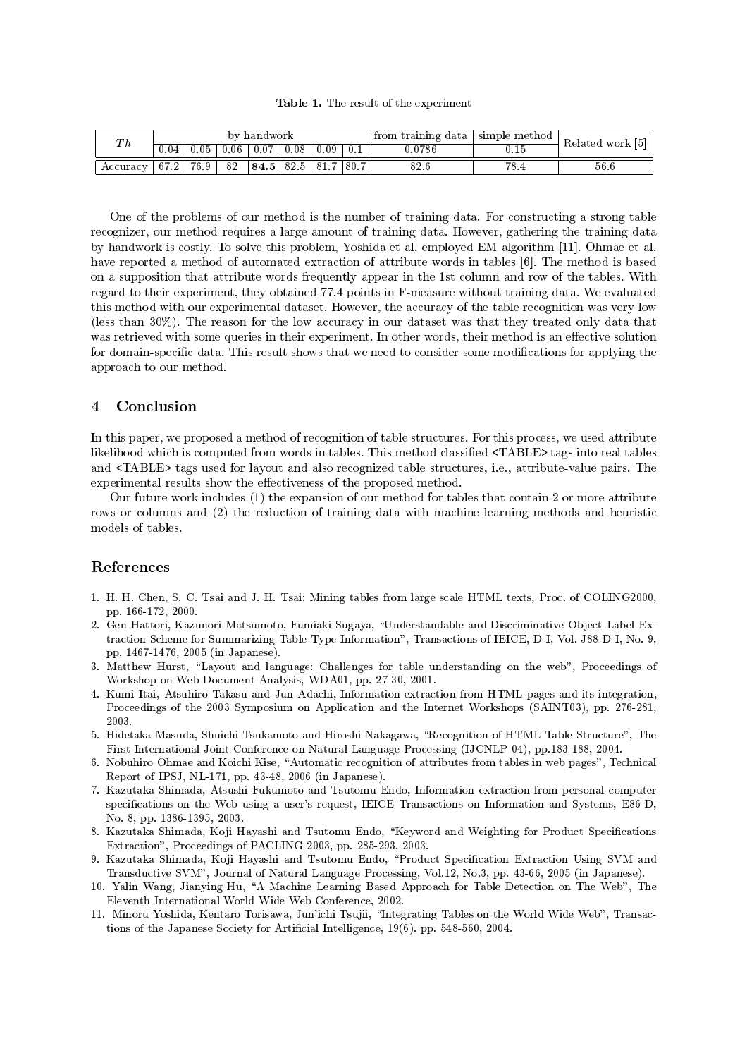**Table 1.** The result of the experiment

| $Th$ | by handwork | | | | | | | from training data | simple method | Related work [5] |
|---|---|---|---|---|---|---|---|---|---|---|
| | 0.04 | 0.05 | 0.06 | 0.07 | 0.08 | 0.09 | 0.1 | 0.0786 | 0.15 | |
| Accuracy | 67.2 | 76.9 | 82 | **84.5** | 82.5 | 81.7 | 80.7 | 82.6 | 78.4 | 56.6 |

One of the problems of our method is the number of training data. For constructing a strong table recognizer, our method requires a large amount of training data. However, gathering the training data by handwork is costly. To solve this problem, Yoshida et al. employed EM algorithm [11]. Ohmae et al. have reported a method of automated extraction of attribute words in tables [6]. The method is based on a supposition that attribute words frequently appear in the 1st column and row of the tables. With regard to their experiment, they obtained 77.4 points in F-measure without training data. We evaluated this method with our experimental dataset. However, the accuracy of the table recognition was very low (less than 30%). The reason for the low accuracy in our dataset was that they treated only data that was retrieved with some queries in their experiment. In other words, their method is an effective solution for domain-specific data. This result shows that we need to consider some modifications for applying the approach to our method.

## 4 Conclusion

In this paper, we proposed a method of recognition of table structures. For this process, we used attribute likelihood which is computed from words in tables. This method classified <TABLE> tags into real tables and <TABLE> tags used for layout and also recognized table structures, i.e., attribute-value pairs. The experimental results show the effectiveness of the proposed method.

Our future work includes (1) the expansion of our method for tables that contain 2 or more attribute rows or columns and (2) the reduction of training data with machine learning methods and heuristic models of tables.

## References

1. H. H. Chen, S. C. Tsai and J. H. Tsai: Mining tables from large scale HTML texts, Proc. of COLING2000, pp. 166-172, 2000.
2. Gen Hattori, Kazunori Matsumoto, Fumiaki Sugaya, "Understandable and Discriminative Object Label Extraction Scheme for Summarizing Table-Type Information", Transactions of IEICE, D-I, Vol. J88-D-I, No. 9, pp. 1467-1476, 2005 (in Japanese).
3. Matthew Hurst, "Layout and language: Challenges for table understanding on the web", Proceedings of Workshop on Web Document Analysis, WDA01, pp. 27-30, 2001.
4. Kumi Itai, Atsuhiro Takasu and Jun Adachi, Information extraction from HTML pages and its integration, Proceedings of the 2003 Symposium on Application and the Internet Workshops (SAINT03), pp. 276-281, 2003.
5. Hidetaka Masuda, Shuichi Tsukamoto and Hiroshi Nakagawa, "Recognition of HTML Table Structure", The First International Joint Conference on Natural Language Processing (IJCNLP-04), pp.183-188, 2004.
6. Nobuhiro Ohmae and Koichi Kise, "Automatic recognition of attributes from tables in web pages", Technical Report of IPSJ, NL-171, pp. 43-48, 2006 (in Japanese).
7. Kazutaka Shimada, Atsushi Fukumoto and Tsutomu Endo, Information extraction from personal computer specifications on the Web using a user's request, IEICE Transactions on Information and Systems, E86-D, No. 8, pp. 1386-1395, 2003.
8. Kazutaka Shimada, Koji Hayashi and Tsutomu Endo, "Keyword and Weighting for Product Specifications Extraction", Proceedings of PACLING 2003, pp. 285-293, 2003.
9. Kazutaka Shimada, Koji Hayashi and Tsutomu Endo, "Product Specification Extraction Using SVM and Transductive SVM", Journal of Natural Language Processing, Vol.12, No.3, pp. 43-66, 2005 (in Japanese).
10. Yalin Wang, Jianying Hu, "A Machine Learning Based Approach for Table Detection on The Web", The Eleventh International World Wide Web Conference, 2002.
11. Minoru Yoshida, Kentaro Torisawa, Jun'ichi Tsujii, "Integrating Tables on the World Wide Web", Transactions of the Japanese Society for Artificial Intelligence, 19(6). pp. 548-560, 2004.